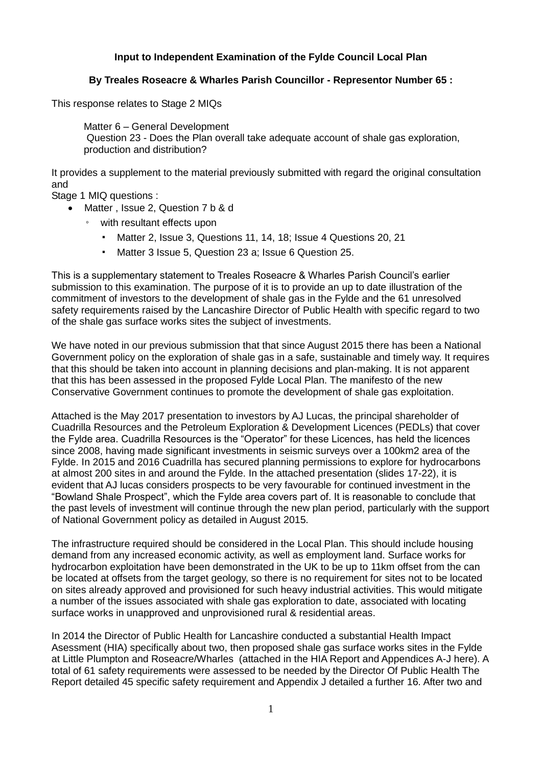**Input to Independent Examination of the Fylde Council Local Plan**

**By Treales Roseacre & Wharles Parish Councillor - Representor Number 65 :**

This response relates to Stage 2 MIQs

> Matter 6 – General Development
> Question 23 - Does the Plan overall take adequate account of shale gas exploration, production and distribution?

It provides a supplement to the material previously submitted with regard the original consultation and
Stage 1 MIQ questions :

- Matter , Issue 2, Question 7 b & d
  - with resultant effects upon
    - Matter 2, Issue 3, Questions 11, 14, 18; Issue 4 Questions 20, 21
    - Matter 3 Issue 5, Question 23 a; Issue 6 Question 25.

This is a supplementary statement to Treales Roseacre & Wharles Parish Council's earlier submission to this examination. The purpose of it is to provide an up to date illustration of the commitment of investors to the development of shale gas in the Fylde and the 61 unresolved safety requirements raised by the Lancashire Director of Public Health with specific regard to two of the shale gas surface works sites the subject of investments.

We have noted in our previous submission that that since August 2015 there has been a National Government policy on the exploration of shale gas in a safe, sustainable and timely way. It requires that this should be taken into account in planning decisions and plan-making. It is not apparent that this has been assessed in the proposed Fylde Local Plan. The manifesto of the new Conservative Government continues to promote the development of shale gas exploitation.

Attached is the May 2017 presentation to investors by AJ Lucas, the principal shareholder of Cuadrilla Resources and the Petroleum Exploration & Development Licences (PEDLs) that cover the Fylde area. Cuadrilla Resources is the "Operator" for these Licences, has held the licences since 2008, having made significant investments in seismic surveys over a 100km2 area of the Fylde. In 2015 and 2016 Cuadrilla has secured planning permissions to explore for hydrocarbons at almost 200 sites in and around the Fylde. In the attached presentation (slides 17-22), it is evident that AJ lucas considers prospects to be very favourable for continued investment in the "Bowland Shale Prospect", which the Fylde area covers part of. It is reasonable to conclude that the past levels of investment will continue through the new plan period, particularly with the support of National Government policy as detailed in August 2015.

The infrastructure required should be considered in the Local Plan. This should include housing demand from any increased economic activity, as well as employment land. Surface works for hydrocarbon exploitation have been demonstrated in the UK to be up to 11km offset from the can be located at offsets from the target geology, so there is no requirement for sites not to be located on sites already approved and provisioned for such heavy industrial activities. This would mitigate a number of the issues associated with shale gas exploration to date, associated with locating surface works in unapproved and unprovisioned rural & residential areas.

In 2014 the Director of Public Health for Lancashire conducted a substantial Health Impact Asessment (HIA) specifically about two, then proposed shale gas surface works sites in the Fylde at Little Plumpton and Roseacre/Wharles (attached in the HIA Report and Appendices A-J here). A total of 61 safety requirements were assessed to be needed by the Director Of Public Health The Report detailed 45 specific safety requirement and Appendix J detailed a further 16. After two and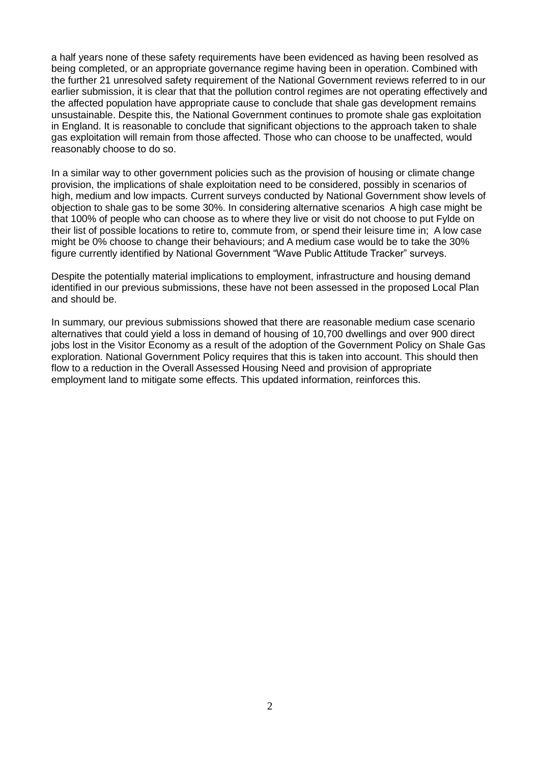a half years none of these safety requirements have been evidenced as having been resolved as being completed, or an appropriate governance regime having been in operation. Combined with the further 21 unresolved safety requirement of the National Government reviews referred to in our earlier submission, it is clear that that the pollution control regimes are not operating effectively and the affected population have appropriate cause to conclude that shale gas development remains unsustainable. Despite this, the National Government continues to promote shale gas exploitation in England. It is reasonable to conclude that significant objections to the approach taken to shale gas exploitation will remain from those affected. Those who can choose to be unaffected, would reasonably choose to do so.

In a similar way to other government policies such as the provision of housing or climate change provision, the implications of shale exploitation need to be considered, possibly in scenarios of high, medium and low impacts. Current surveys conducted by National Government show levels of objection to shale gas to be some 30%. In considering alternative scenarios A high case might be that 100% of people who can choose as to where they live or visit do not choose to put Fylde on their list of possible locations to retire to, commute from, or spend their leisure time in; A low case might be 0% choose to change their behaviours; and A medium case would be to take the 30% figure currently identified by National Government "Wave Public Attitude Tracker" surveys.

Despite the potentially material implications to employment, infrastructure and housing demand identified in our previous submissions, these have not been assessed in the proposed Local Plan and should be.

In summary, our previous submissions showed that there are reasonable medium case scenario alternatives that could yield a loss in demand of housing of 10,700 dwellings and over 900 direct jobs lost in the Visitor Economy as a result of the adoption of the Government Policy on Shale Gas exploration. National Government Policy requires that this is taken into account. This should then flow to a reduction in the Overall Assessed Housing Need and provision of appropriate employment land to mitigate some effects. This updated information, reinforces this.